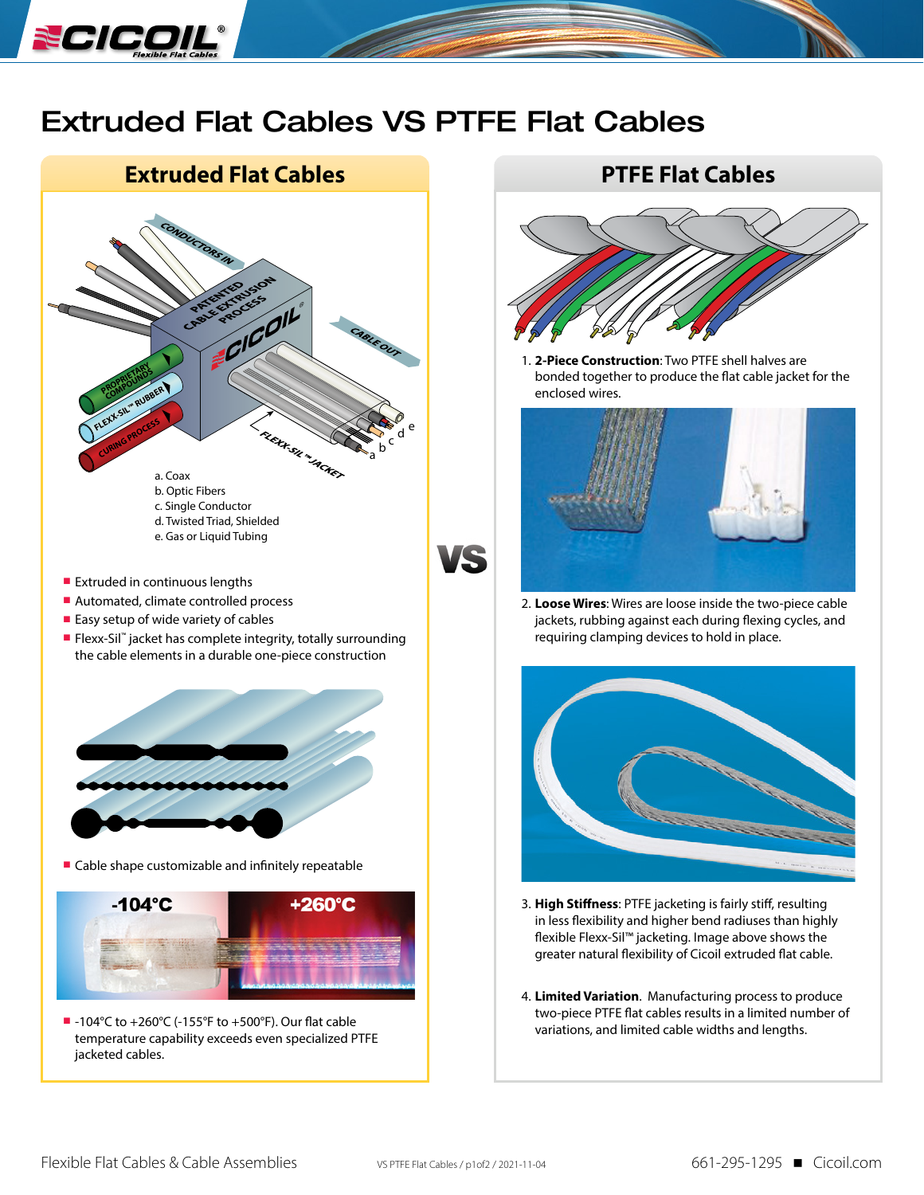# Extruded Flat Cables VS PTFE Flat Cables

## Extruded Flat Cables

a. Coax
b. Optic Fibers
c. Single Conductor
d. Twisted Triad, Shielded
e. Gas or Liquid Tubing

- Extruded in continuous lengths
- Automated, climate controlled process
- Easy setup of wide variety of cables
- Flexx-Sil™ jacket has complete integrity, totally surrounding the cable elements in a durable one-piece construction

- Cable shape customizable and infinitely repeatable

- -104°C to +260°C (-155°F to +500°F). Our flat cable temperature capability exceeds even specialized PTFE jacketed cables.

## PTFE Flat Cables

1. **2-Piece Construction**: Two PTFE shell halves are bonded together to produce the flat cable jacket for the enclosed wires.

2. **Loose Wires**: Wires are loose inside the two-piece cable jackets, rubbing against each during flexing cycles, and requiring clamping devices to hold in place.

3. **High Stiffness**: PTFE jacketing is fairly stiff, resulting in less flexibility and higher bend radiuses than highly flexible Flexx-Sil™ jacketing. Image above shows the greater natural flexibility of Cicoil extruded flat cable.

4. **Limited Variation**. Manufacturing process to produce two-piece PTFE flat cables results in a limited number of variations, and limited cable widths and lengths.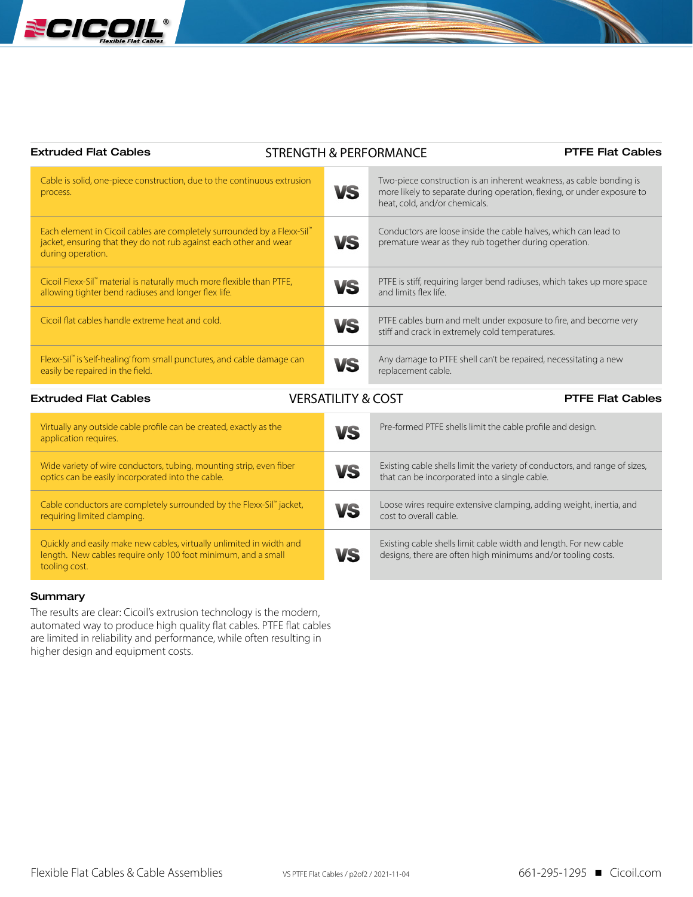## STRENGTH & PERFORMANCE

| Extruded Flat Cables | | PTFE Flat Cables |
|---|---|---|
| Cable is solid, one-piece construction, due to the continuous extrusion process. | VS | Two-piece construction is an inherent weakness, as cable bonding is more likely to separate during operation, flexing, or under exposure to heat, cold, and/or chemicals. |
| Each element in Cicoil cables are completely surrounded by a Flexx-Sil™ jacket, ensuring that they do not rub against each other and wear during operation. | VS | Conductors are loose inside the cable halves, which can lead to premature wear as they rub together during operation. |
| Cicoil Flexx-Sil™ material is naturally much more flexible than PTFE, allowing tighter bend radiuses and longer flex life. | VS | PTFE is stiff, requiring larger bend radiuses, which takes up more space and limits flex life. |
| Cicoil flat cables handle extreme heat and cold. | VS | PTFE cables burn and melt under exposure to fire, and become very stiff and crack in extremely cold temperatures. |
| Flexx-Sil™ is 'self-healing' from small punctures, and cable damage can easily be repaired in the field. | VS | Any damage to PTFE shell can't be repaired, necessitating a new replacement cable. |

## VERSATILITY & COST

| Extruded Flat Cables | | PTFE Flat Cables |
|---|---|---|
| Virtually any outside cable profile can be created, exactly as the application requires. | VS | Pre-formed PTFE shells limit the cable profile and design. |
| Wide variety of wire conductors, tubing, mounting strip, even fiber optics can be easily incorporated into the cable. | VS | Existing cable shells limit the variety of conductors, and range of sizes, that can be incorporated into a single cable. |
| Cable conductors are completely surrounded by the Flexx-Sil™ jacket, requiring limited clamping. | VS | Loose wires require extensive clamping, adding weight, inertia, and cost to overall cable. |
| Quickly and easily make new cables, virtually unlimited in width and length. New cables require only 100 foot minimum, and a small tooling cost. | VS | Existing cable shells limit cable width and length. For new cable designs, there are often high minimums and/or tooling costs. |

### Summary

The results are clear: Cicoil's extrusion technology is the modern, automated way to produce high quality flat cables. PTFE flat cables are limited in reliability and performance, while often resulting in higher design and equipment costs.